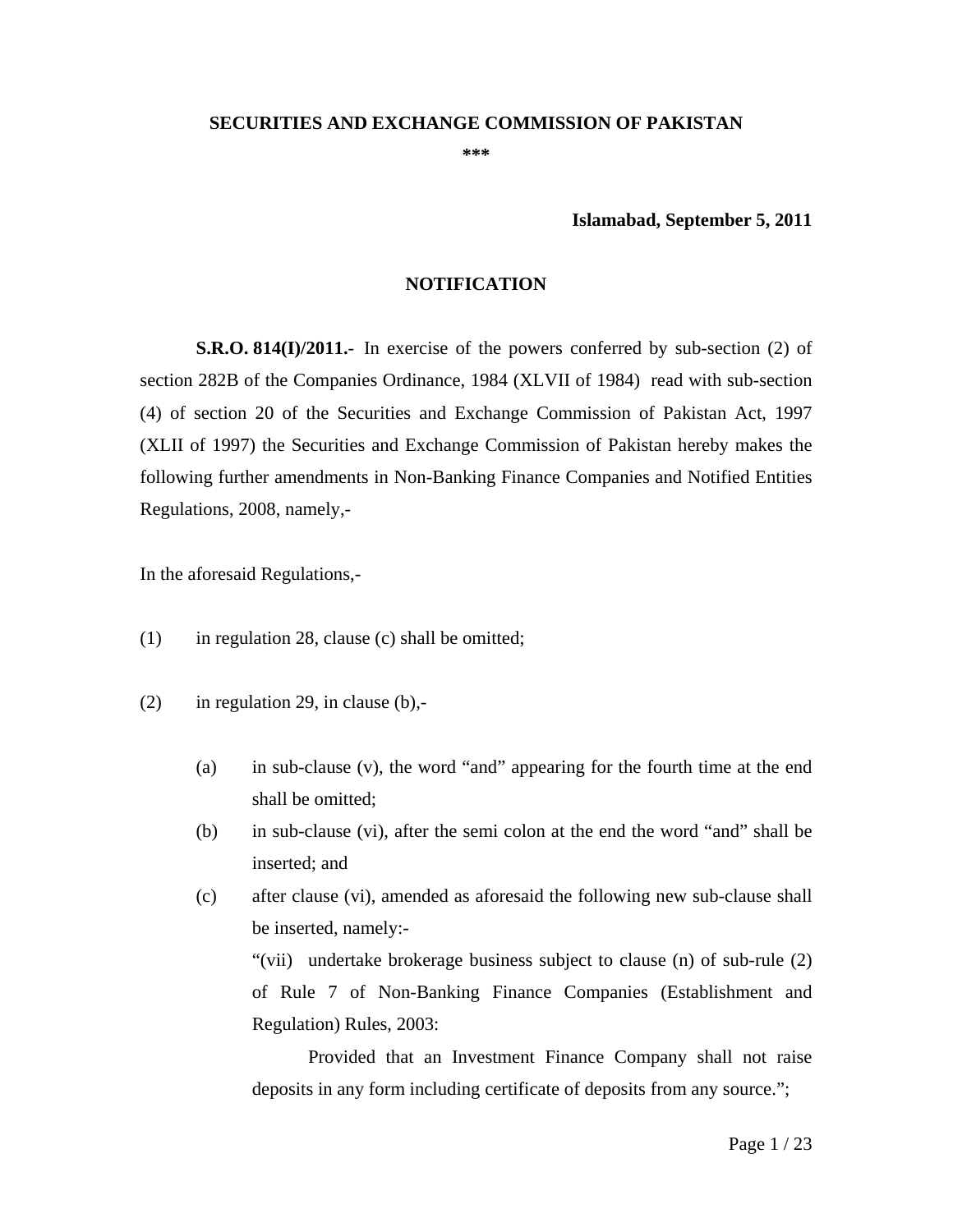**SECURITIES AND EXCHANGE COMMISSION OF PAKISTAN**

**\*\*\***

**Islamabad, September 5, 2011**

**NOTIFICATION**

**S.R.O. 814(I)/2011.-** In exercise of the powers conferred by sub-section (2) of section 282B of the Companies Ordinance, 1984 (XLVII of 1984) read with sub-section (4) of section 20 of the Securities and Exchange Commission of Pakistan Act, 1997 (XLII of 1997) the Securities and Exchange Commission of Pakistan hereby makes the following further amendments in Non-Banking Finance Companies and Notified Entities Regulations, 2008, namely,-

In the aforesaid Regulations,-

(1) in regulation 28, clause (c) shall be omitted;

(2) in regulation 29, in clause (b),-

(a) in sub-clause (v), the word "and" appearing for the fourth time at the end shall be omitted;

(b) in sub-clause (vi), after the semi colon at the end the word "and" shall be inserted; and

(c) after clause (vi), amended as aforesaid the following new sub-clause shall be inserted, namely:-

"(vii) undertake brokerage business subject to clause (n) of sub-rule (2) of Rule 7 of Non-Banking Finance Companies (Establishment and Regulation) Rules, 2003:

Provided that an Investment Finance Company shall not raise deposits in any form including certificate of deposits from any source.";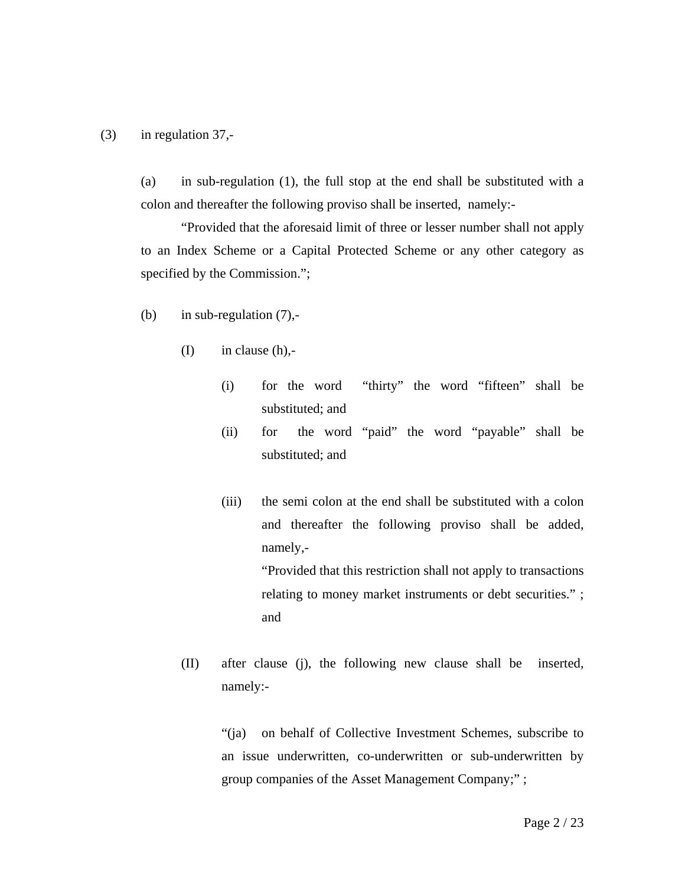(3) in regulation 37,-

(a) in sub-regulation (1), the full stop at the end shall be substituted with a colon and thereafter the following proviso shall be inserted, namely:-

"Provided that the aforesaid limit of three or lesser number shall not apply to an Index Scheme or a Capital Protected Scheme or any other category as specified by the Commission.";

(b) in sub-regulation (7),-

(I) in clause (h),-

(i) for the word "thirty" the word "fifteen" shall be substituted; and

(ii) for the word "paid" the word "payable" shall be substituted; and

(iii) the semi colon at the end shall be substituted with a colon and thereafter the following proviso shall be added, namely,-

"Provided that this restriction shall not apply to transactions relating to money market instruments or debt securities." ; and

(II) after clause (j), the following new clause shall be inserted, namely:-

"(ja) on behalf of Collective Investment Schemes, subscribe to an issue underwritten, co-underwritten or sub-underwritten by group companies of the Asset Management Company;" ;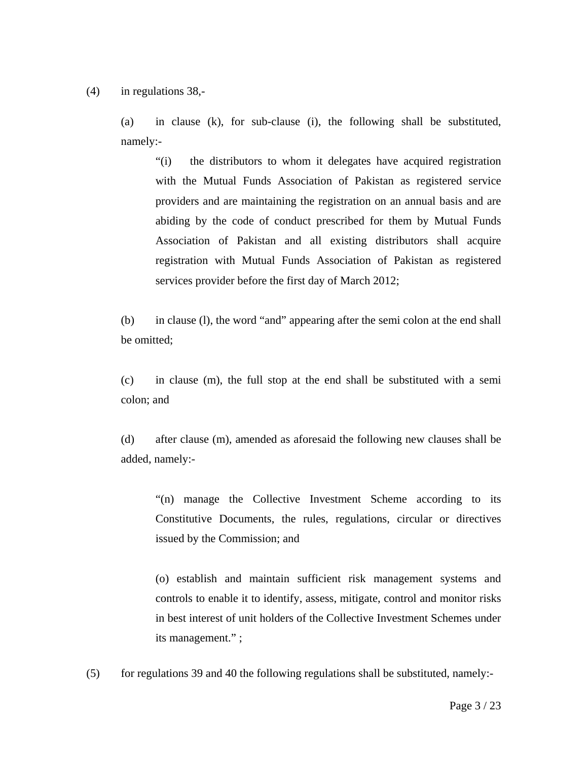(4) in regulations 38,-

(a) in clause (k), for sub-clause (i), the following shall be substituted, namely:-

> "(i) the distributors to whom it delegates have acquired registration with the Mutual Funds Association of Pakistan as registered service providers and are maintaining the registration on an annual basis and are abiding by the code of conduct prescribed for them by Mutual Funds Association of Pakistan and all existing distributors shall acquire registration with Mutual Funds Association of Pakistan as registered services provider before the first day of March 2012;

(b) in clause (l), the word "and" appearing after the semi colon at the end shall be omitted;

(c) in clause (m), the full stop at the end shall be substituted with a semi colon; and

(d) after clause (m), amended as aforesaid the following new clauses shall be added, namely:-

> "(n) manage the Collective Investment Scheme according to its Constitutive Documents, the rules, regulations, circular or directives issued by the Commission; and
>
> (o) establish and maintain sufficient risk management systems and controls to enable it to identify, assess, mitigate, control and monitor risks in best interest of unit holders of the Collective Investment Schemes under its management." ;

(5) for regulations 39 and 40 the following regulations shall be substituted, namely:-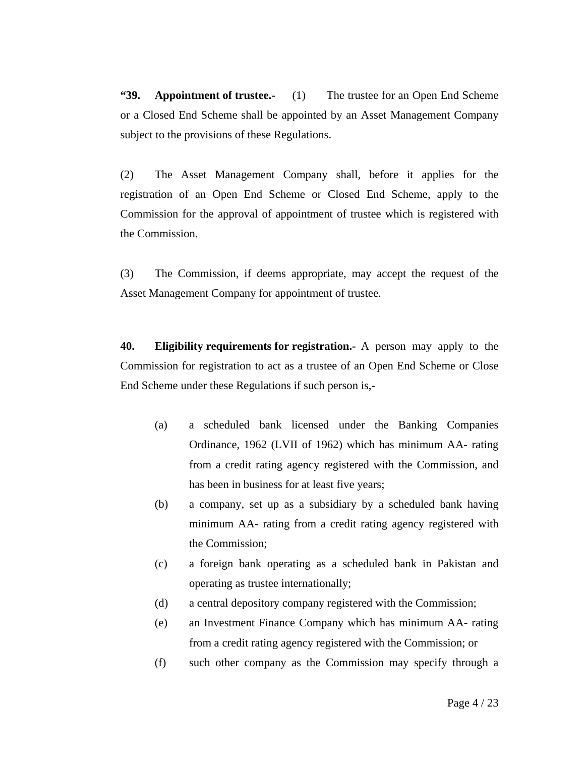**“39. Appointment of trustee.-** (1) The trustee for an Open End Scheme or a Closed End Scheme shall be appointed by an Asset Management Company subject to the provisions of these Regulations.

(2) The Asset Management Company shall, before it applies for the registration of an Open End Scheme or Closed End Scheme, apply to the Commission for the approval of appointment of trustee which is registered with the Commission.

(3) The Commission, if deems appropriate, may accept the request of the Asset Management Company for appointment of trustee.

**40. Eligibility requirements for registration.-** A person may apply to the Commission for registration to act as a trustee of an Open End Scheme or Close End Scheme under these Regulations if such person is,-

(a) a scheduled bank licensed under the Banking Companies Ordinance, 1962 (LVII of 1962) which has minimum AA- rating from a credit rating agency registered with the Commission, and has been in business for at least five years;

(b) a company, set up as a subsidiary by a scheduled bank having minimum AA- rating from a credit rating agency registered with the Commission;

(c) a foreign bank operating as a scheduled bank in Pakistan and operating as trustee internationally;

(d) a central depository company registered with the Commission;

(e) an Investment Finance Company which has minimum AA- rating from a credit rating agency registered with the Commission; or

(f) such other company as the Commission may specify through a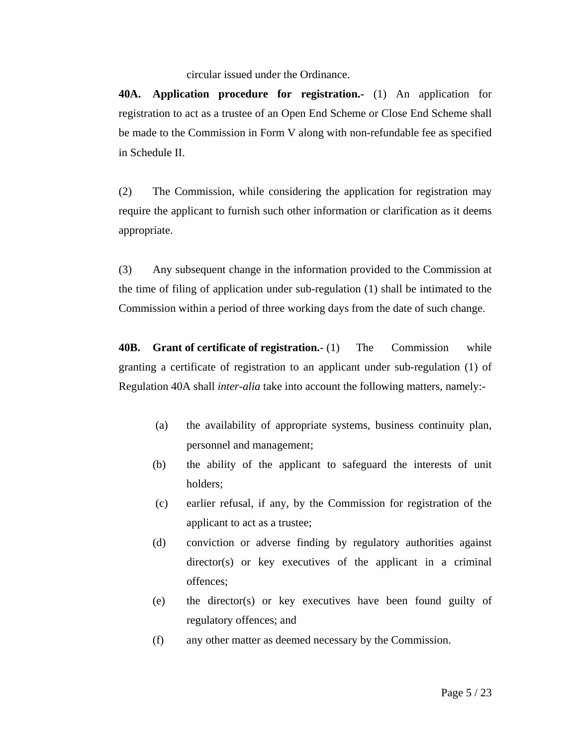circular issued under the Ordinance.

**40A. Application procedure for registration.-** (1) An application for registration to act as a trustee of an Open End Scheme or Close End Scheme shall be made to the Commission in Form V along with non-refundable fee as specified in Schedule II.

(2) The Commission, while considering the application for registration may require the applicant to furnish such other information or clarification as it deems appropriate.

(3) Any subsequent change in the information provided to the Commission at the time of filing of application under sub-regulation (1) shall be intimated to the Commission within a period of three working days from the date of such change.

**40B. Grant of certificate of registration.**- (1) The Commission while granting a certificate of registration to an applicant under sub-regulation (1) of Regulation 40A shall *inter-alia* take into account the following matters, namely:-

(a) the availability of appropriate systems, business continuity plan, personnel and management;

(b) the ability of the applicant to safeguard the interests of unit holders;

(c) earlier refusal, if any, by the Commission for registration of the applicant to act as a trustee;

(d) conviction or adverse finding by regulatory authorities against director(s) or key executives of the applicant in a criminal offences;

(e) the director(s) or key executives have been found guilty of regulatory offences; and

(f) any other matter as deemed necessary by the Commission.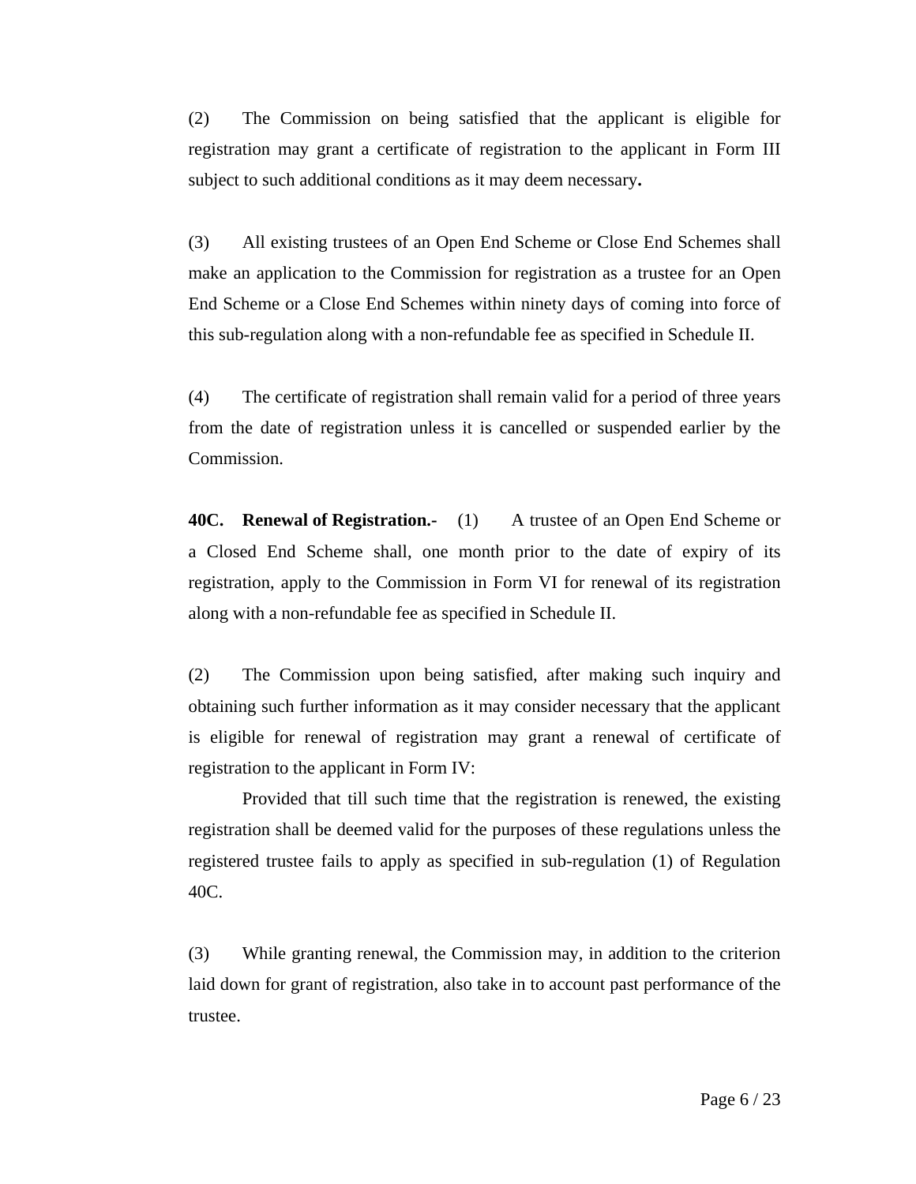(2) The Commission on being satisfied that the applicant is eligible for registration may grant a certificate of registration to the applicant in Form III subject to such additional conditions as it may deem necessary**.**

(3) All existing trustees of an Open End Scheme or Close End Schemes shall make an application to the Commission for registration as a trustee for an Open End Scheme or a Close End Schemes within ninety days of coming into force of this sub-regulation along with a non-refundable fee as specified in Schedule II.

(4) The certificate of registration shall remain valid for a period of three years from the date of registration unless it is cancelled or suspended earlier by the Commission.

**40C. Renewal of Registration.-** (1) A trustee of an Open End Scheme or a Closed End Scheme shall, one month prior to the date of expiry of its registration, apply to the Commission in Form VI for renewal of its registration along with a non-refundable fee as specified in Schedule II.

(2) The Commission upon being satisfied, after making such inquiry and obtaining such further information as it may consider necessary that the applicant is eligible for renewal of registration may grant a renewal of certificate of registration to the applicant in Form IV:

Provided that till such time that the registration is renewed, the existing registration shall be deemed valid for the purposes of these regulations unless the registered trustee fails to apply as specified in sub-regulation (1) of Regulation 40C.

(3) While granting renewal, the Commission may, in addition to the criterion laid down for grant of registration, also take in to account past performance of the trustee.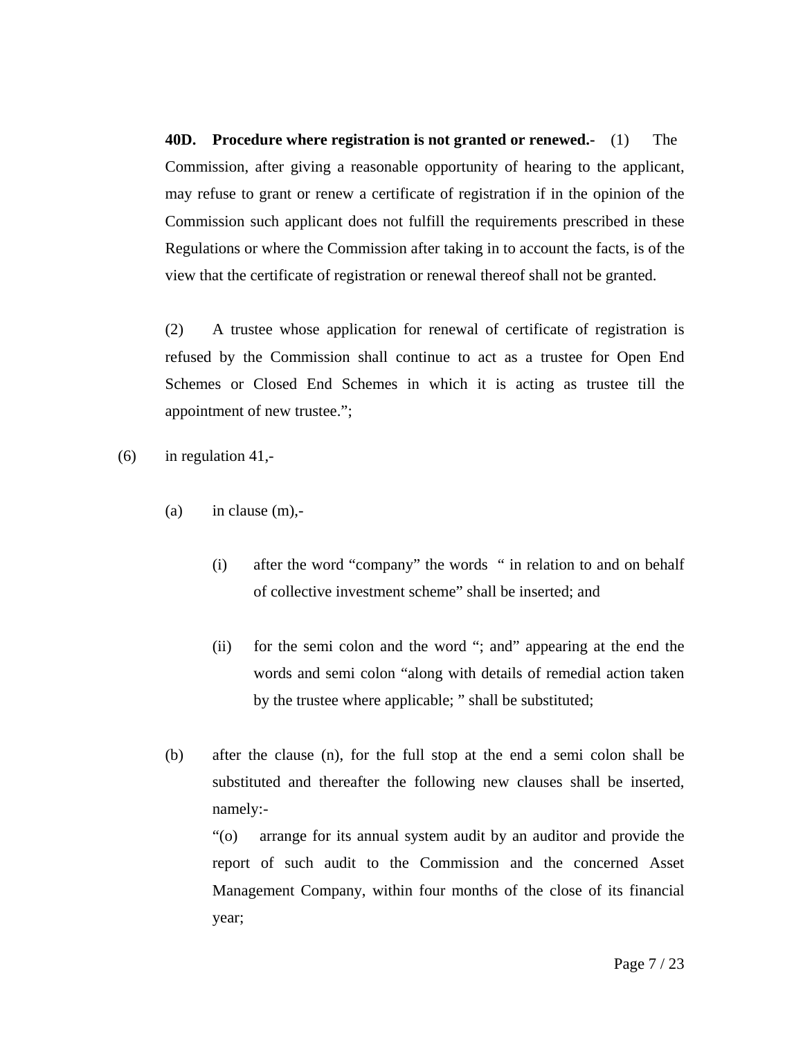**40D. Procedure where registration is not granted or renewed.-** (1) The Commission, after giving a reasonable opportunity of hearing to the applicant, may refuse to grant or renew a certificate of registration if in the opinion of the Commission such applicant does not fulfill the requirements prescribed in these Regulations or where the Commission after taking in to account the facts, is of the view that the certificate of registration or renewal thereof shall not be granted.

(2) A trustee whose application for renewal of certificate of registration is refused by the Commission shall continue to act as a trustee for Open End Schemes or Closed End Schemes in which it is acting as trustee till the appointment of new trustee.";

(6) in regulation 41,-

(a) in clause (m),-

(i) after the word "company" the words " in relation to and on behalf of collective investment scheme" shall be inserted; and

(ii) for the semi colon and the word "; and" appearing at the end the words and semi colon "along with details of remedial action taken by the trustee where applicable; " shall be substituted;

(b) after the clause (n), for the full stop at the end a semi colon shall be substituted and thereafter the following new clauses shall be inserted, namely:-

"(o) arrange for its annual system audit by an auditor and provide the report of such audit to the Commission and the concerned Asset Management Company, within four months of the close of its financial year;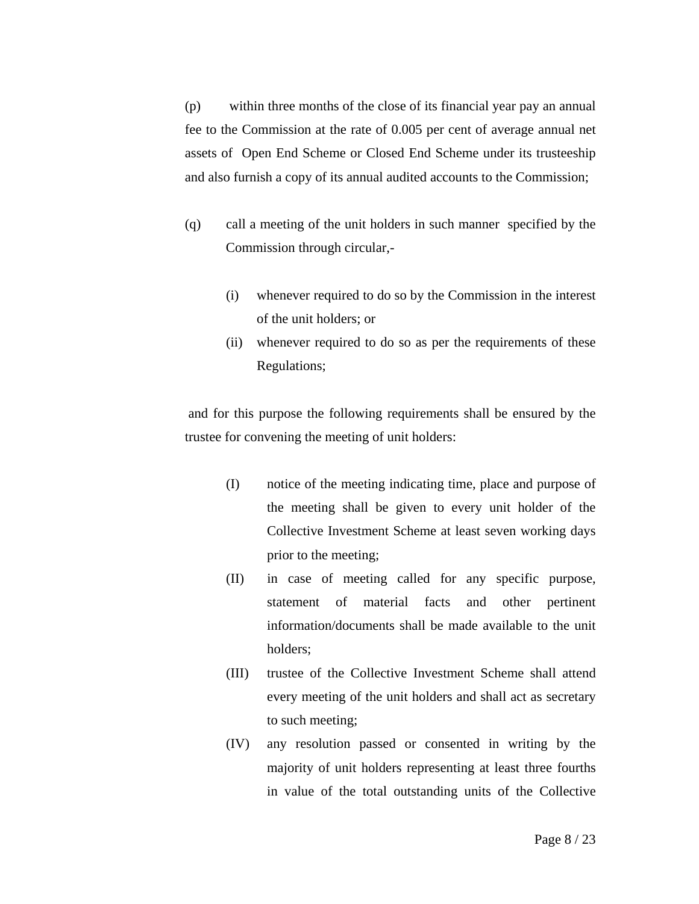(p) within three months of the close of its financial year pay an annual fee to the Commission at the rate of 0.005 per cent of average annual net assets of Open End Scheme or Closed End Scheme under its trusteeship and also furnish a copy of its annual audited accounts to the Commission;

(q) call a meeting of the unit holders in such manner specified by the Commission through circular,-

(i) whenever required to do so by the Commission in the interest of the unit holders; or

(ii) whenever required to do so as per the requirements of these Regulations;

and for this purpose the following requirements shall be ensured by the trustee for convening the meeting of unit holders:

(I) notice of the meeting indicating time, place and purpose of the meeting shall be given to every unit holder of the Collective Investment Scheme at least seven working days prior to the meeting;

(II) in case of meeting called for any specific purpose, statement of material facts and other pertinent information/documents shall be made available to the unit holders;

(III) trustee of the Collective Investment Scheme shall attend every meeting of the unit holders and shall act as secretary to such meeting;

(IV) any resolution passed or consented in writing by the majority of unit holders representing at least three fourths in value of the total outstanding units of the Collective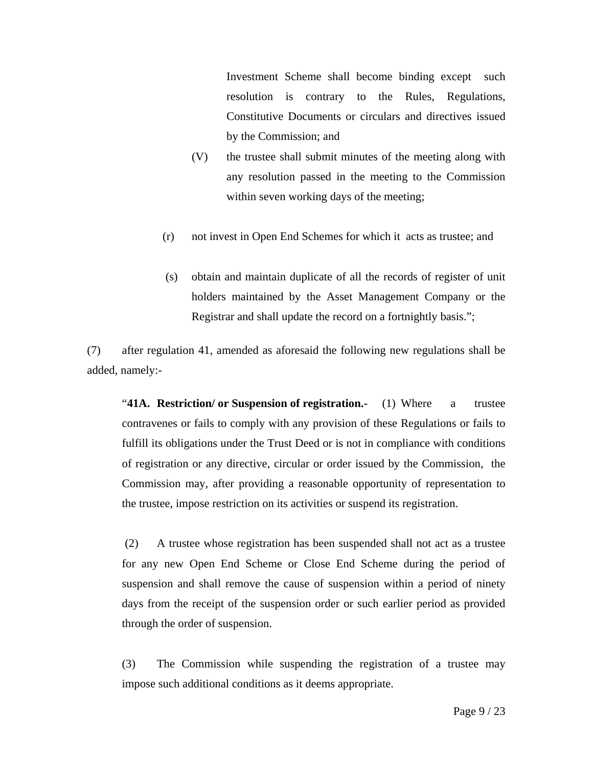Investment Scheme shall become binding except such resolution is contrary to the Rules, Regulations, Constitutive Documents or circulars and directives issued by the Commission; and

(V) the trustee shall submit minutes of the meeting along with any resolution passed in the meeting to the Commission within seven working days of the meeting;

(r) not invest in Open End Schemes for which it acts as trustee; and

(s) obtain and maintain duplicate of all the records of register of unit holders maintained by the Asset Management Company or the Registrar and shall update the record on a fortnightly basis.";

(7) after regulation 41, amended as aforesaid the following new regulations shall be added, namely:-

"**41A. Restriction/ or Suspension of registration.-** (1) Where a trustee contravenes or fails to comply with any provision of these Regulations or fails to fulfill its obligations under the Trust Deed or is not in compliance with conditions of registration or any directive, circular or order issued by the Commission, the Commission may, after providing a reasonable opportunity of representation to the trustee, impose restriction on its activities or suspend its registration.

(2) A trustee whose registration has been suspended shall not act as a trustee for any new Open End Scheme or Close End Scheme during the period of suspension and shall remove the cause of suspension within a period of ninety days from the receipt of the suspension order or such earlier period as provided through the order of suspension.

(3) The Commission while suspending the registration of a trustee may impose such additional conditions as it deems appropriate.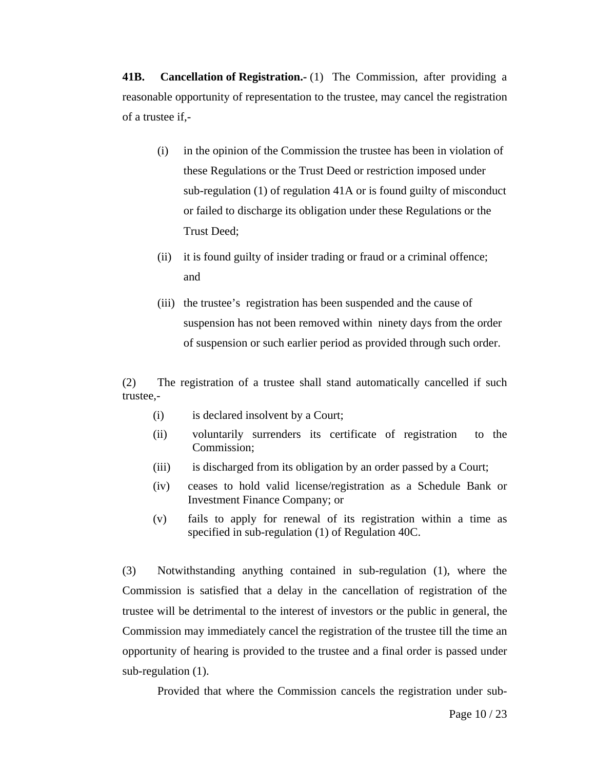**41B. Cancellation of Registration.-** (1) The Commission, after providing a reasonable opportunity of representation to the trustee, may cancel the registration of a trustee if,-

(i) in the opinion of the Commission the trustee has been in violation of these Regulations or the Trust Deed or restriction imposed under sub-regulation (1) of regulation 41A or is found guilty of misconduct or failed to discharge its obligation under these Regulations or the Trust Deed;

(ii) it is found guilty of insider trading or fraud or a criminal offence; and

(iii) the trustee's registration has been suspended and the cause of suspension has not been removed within ninety days from the order of suspension or such earlier period as provided through such order.

(2) The registration of a trustee shall stand automatically cancelled if such trustee,-

(i) is declared insolvent by a Court;

(ii) voluntarily surrenders its certificate of registration to the Commission;

(iii) is discharged from its obligation by an order passed by a Court;

(iv) ceases to hold valid license/registration as a Schedule Bank or Investment Finance Company; or

(v) fails to apply for renewal of its registration within a time as specified in sub-regulation (1) of Regulation 40C.

(3) Notwithstanding anything contained in sub-regulation (1), where the Commission is satisfied that a delay in the cancellation of registration of the trustee will be detrimental to the interest of investors or the public in general, the Commission may immediately cancel the registration of the trustee till the time an opportunity of hearing is provided to the trustee and a final order is passed under sub-regulation (1).

Provided that where the Commission cancels the registration under sub-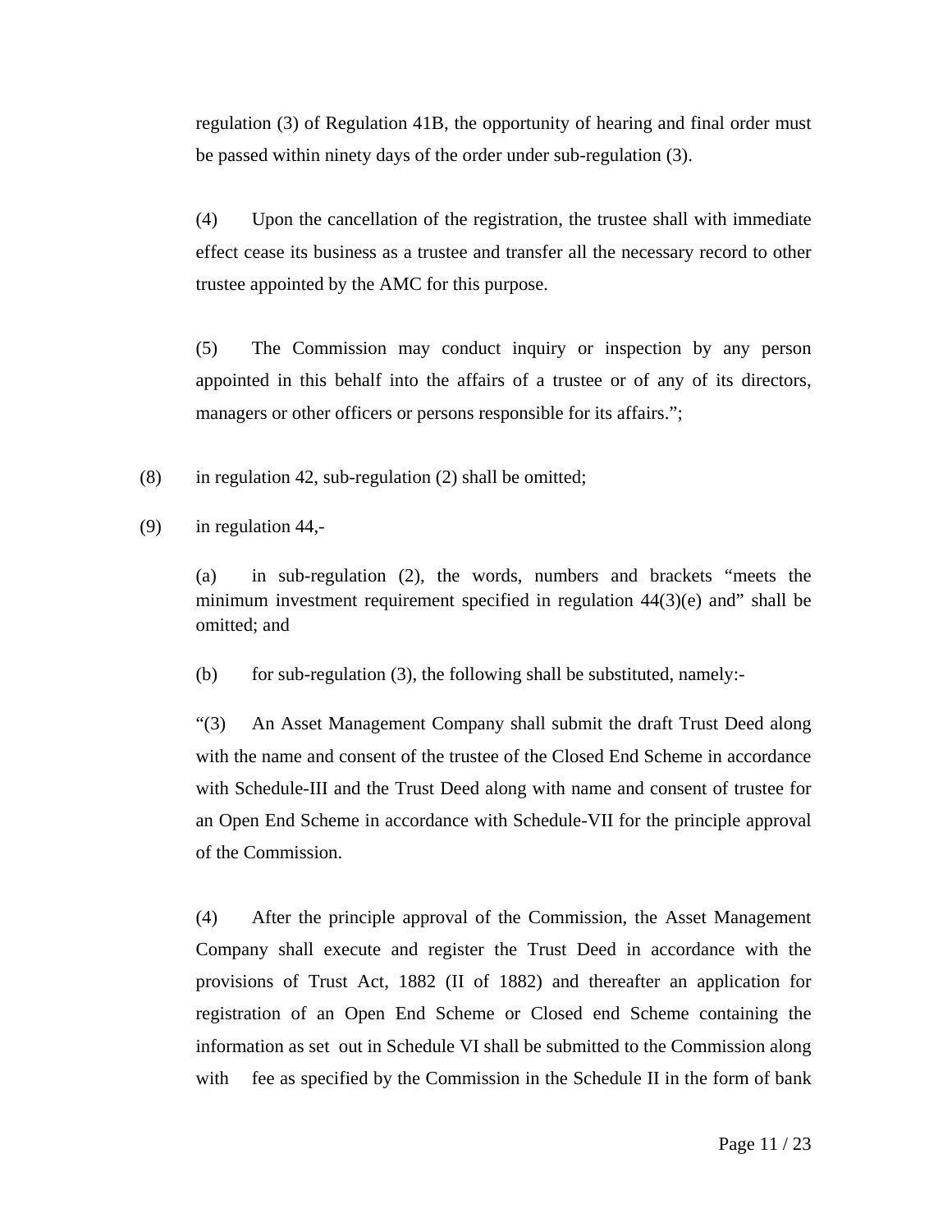regulation (3) of Regulation 41B, the opportunity of hearing and final order must be passed within ninety days of the order under sub-regulation (3).

(4) Upon the cancellation of the registration, the trustee shall with immediate effect cease its business as a trustee and transfer all the necessary record to other trustee appointed by the AMC for this purpose.

(5) The Commission may conduct inquiry or inspection by any person appointed in this behalf into the affairs of a trustee or of any of its directors, managers or other officers or persons responsible for its affairs.";

(8) in regulation 42, sub-regulation (2) shall be omitted;

(9) in regulation 44,-

(a) in sub-regulation (2), the words, numbers and brackets "meets the minimum investment requirement specified in regulation 44(3)(e) and" shall be omitted; and

(b) for sub-regulation (3), the following shall be substituted, namely:-

"(3) An Asset Management Company shall submit the draft Trust Deed along with the name and consent of the trustee of the Closed End Scheme in accordance with Schedule-III and the Trust Deed along with name and consent of trustee for an Open End Scheme in accordance with Schedule-VII for the principle approval of the Commission.

(4) After the principle approval of the Commission, the Asset Management Company shall execute and register the Trust Deed in accordance with the provisions of Trust Act, 1882 (II of 1882) and thereafter an application for registration of an Open End Scheme or Closed end Scheme containing the information as set out in Schedule VI shall be submitted to the Commission along with fee as specified by the Commission in the Schedule II in the form of bank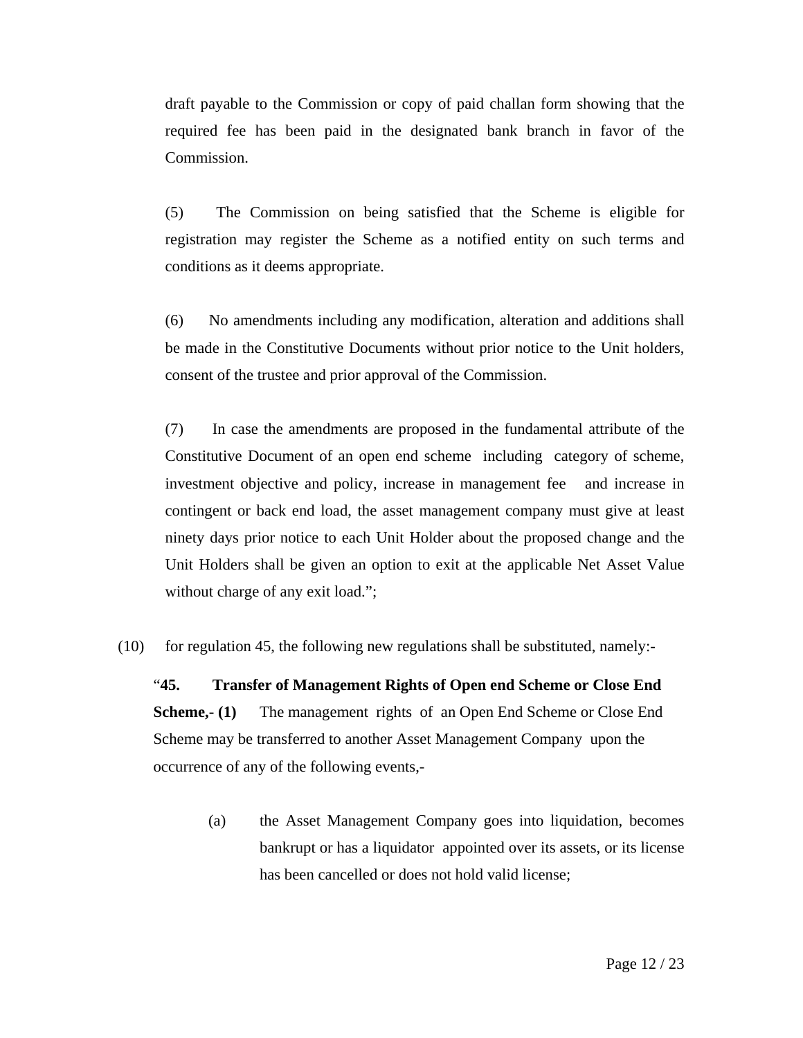draft payable to the Commission or copy of paid challan form showing that the required fee has been paid in the designated bank branch in favor of the Commission.

(5) The Commission on being satisfied that the Scheme is eligible for registration may register the Scheme as a notified entity on such terms and conditions as it deems appropriate.

(6) No amendments including any modification, alteration and additions shall be made in the Constitutive Documents without prior notice to the Unit holders, consent of the trustee and prior approval of the Commission.

(7) In case the amendments are proposed in the fundamental attribute of the Constitutive Document of an open end scheme including category of scheme, investment objective and policy, increase in management fee and increase in contingent or back end load, the asset management company must give at least ninety days prior notice to each Unit Holder about the proposed change and the Unit Holders shall be given an option to exit at the applicable Net Asset Value without charge of any exit load.";

(10) for regulation 45, the following new regulations shall be substituted, namely:-

"**45. Transfer of Management Rights of Open end Scheme or Close End Scheme,- (1)** The management rights of an Open End Scheme or Close End Scheme may be transferred to another Asset Management Company upon the occurrence of any of the following events,-

(a) the Asset Management Company goes into liquidation, becomes bankrupt or has a liquidator appointed over its assets, or its license has been cancelled or does not hold valid license;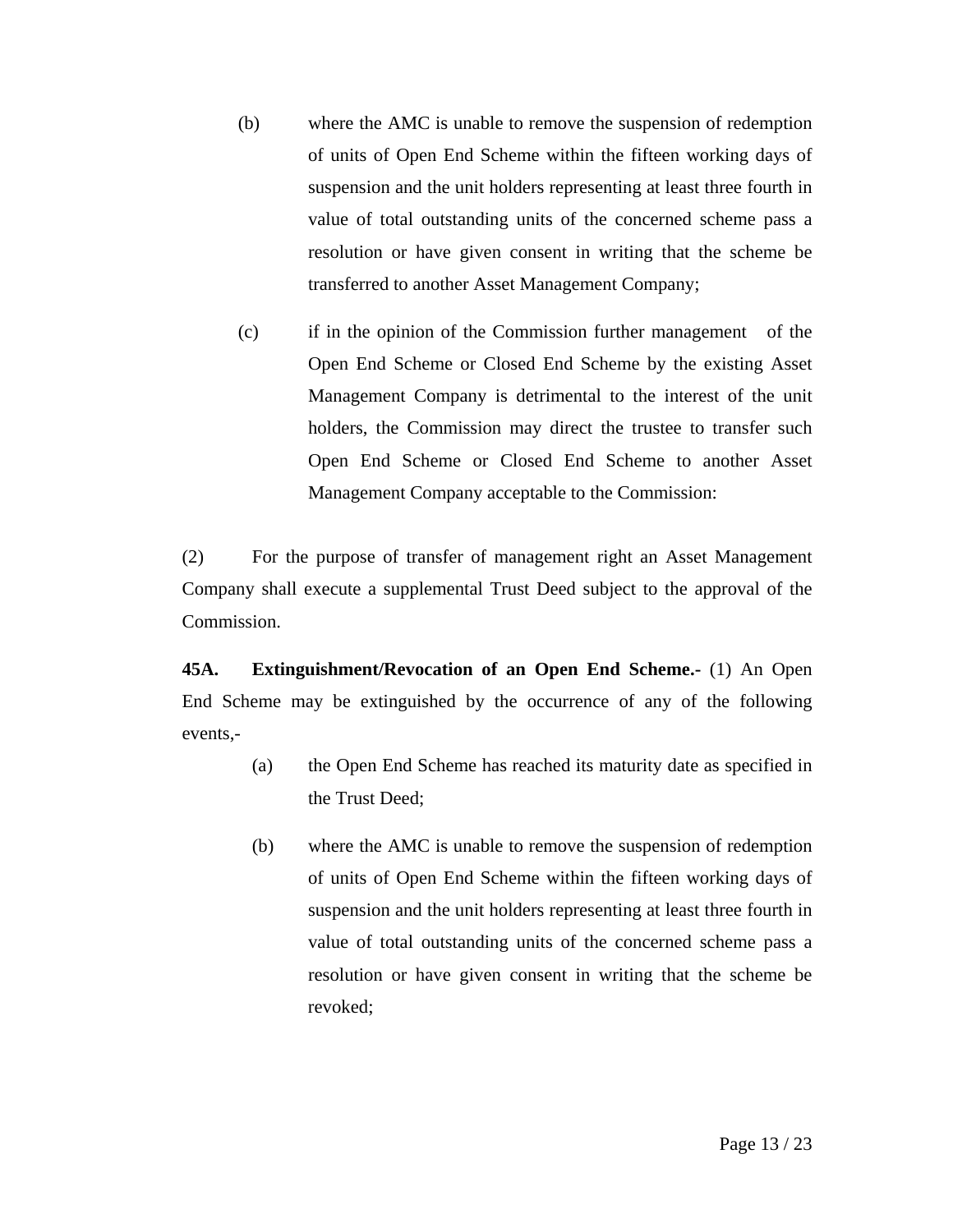(b) where the AMC is unable to remove the suspension of redemption of units of Open End Scheme within the fifteen working days of suspension and the unit holders representing at least three fourth in value of total outstanding units of the concerned scheme pass a resolution or have given consent in writing that the scheme be transferred to another Asset Management Company;

(c) if in the opinion of the Commission further management of the Open End Scheme or Closed End Scheme by the existing Asset Management Company is detrimental to the interest of the unit holders, the Commission may direct the trustee to transfer such Open End Scheme or Closed End Scheme to another Asset Management Company acceptable to the Commission:

(2) For the purpose of transfer of management right an Asset Management Company shall execute a supplemental Trust Deed subject to the approval of the Commission.

**45A. Extinguishment/Revocation of an Open End Scheme.-** (1) An Open End Scheme may be extinguished by the occurrence of any of the following events,-

(a) the Open End Scheme has reached its maturity date as specified in the Trust Deed;

(b) where the AMC is unable to remove the suspension of redemption of units of Open End Scheme within the fifteen working days of suspension and the unit holders representing at least three fourth in value of total outstanding units of the concerned scheme pass a resolution or have given consent in writing that the scheme be revoked;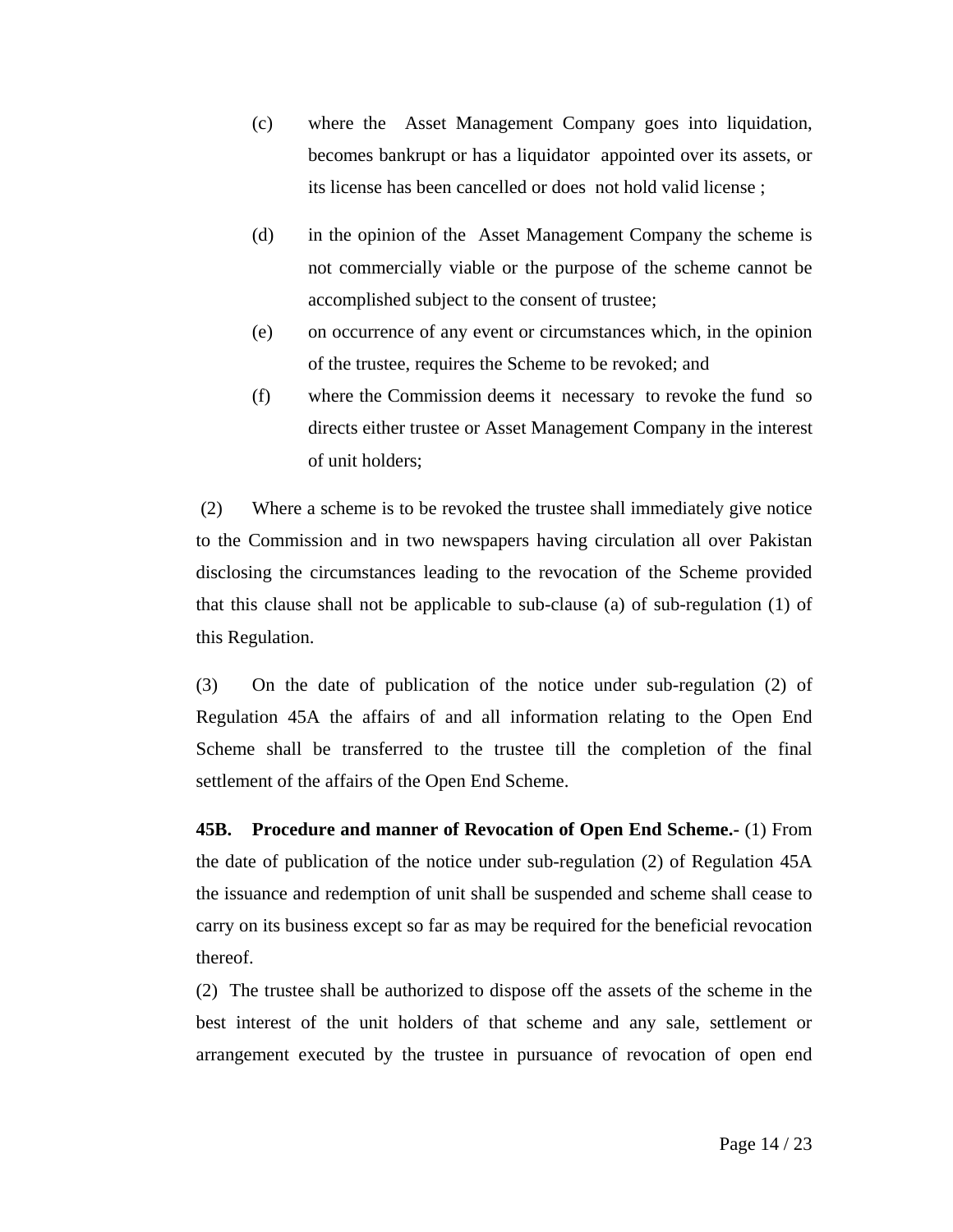(c) where the Asset Management Company goes into liquidation, becomes bankrupt or has a liquidator appointed over its assets, or its license has been cancelled or does not hold valid license ;

(d) in the opinion of the Asset Management Company the scheme is not commercially viable or the purpose of the scheme cannot be accomplished subject to the consent of trustee;

(e) on occurrence of any event or circumstances which, in the opinion of the trustee, requires the Scheme to be revoked; and

(f) where the Commission deems it necessary to revoke the fund so directs either trustee or Asset Management Company in the interest of unit holders;

(2) Where a scheme is to be revoked the trustee shall immediately give notice to the Commission and in two newspapers having circulation all over Pakistan disclosing the circumstances leading to the revocation of the Scheme provided that this clause shall not be applicable to sub-clause (a) of sub-regulation (1) of this Regulation.

(3) On the date of publication of the notice under sub-regulation (2) of Regulation 45A the affairs of and all information relating to the Open End Scheme shall be transferred to the trustee till the completion of the final settlement of the affairs of the Open End Scheme.

**45B. Procedure and manner of Revocation of Open End Scheme.-** (1) From the date of publication of the notice under sub-regulation (2) of Regulation 45A the issuance and redemption of unit shall be suspended and scheme shall cease to carry on its business except so far as may be required for the beneficial revocation thereof.

(2) The trustee shall be authorized to dispose off the assets of the scheme in the best interest of the unit holders of that scheme and any sale, settlement or arrangement executed by the trustee in pursuance of revocation of open end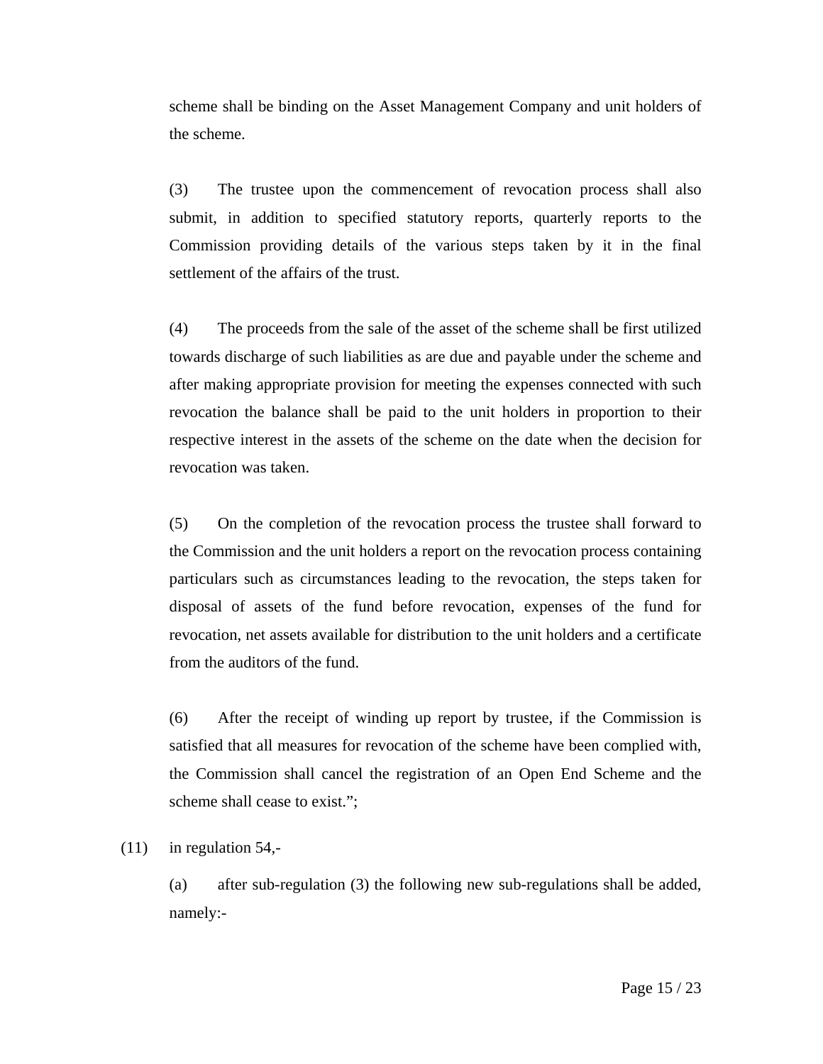scheme shall be binding on the Asset Management Company and unit holders of the scheme.

(3) The trustee upon the commencement of revocation process shall also submit, in addition to specified statutory reports, quarterly reports to the Commission providing details of the various steps taken by it in the final settlement of the affairs of the trust.

(4) The proceeds from the sale of the asset of the scheme shall be first utilized towards discharge of such liabilities as are due and payable under the scheme and after making appropriate provision for meeting the expenses connected with such revocation the balance shall be paid to the unit holders in proportion to their respective interest in the assets of the scheme on the date when the decision for revocation was taken.

(5) On the completion of the revocation process the trustee shall forward to the Commission and the unit holders a report on the revocation process containing particulars such as circumstances leading to the revocation, the steps taken for disposal of assets of the fund before revocation, expenses of the fund for revocation, net assets available for distribution to the unit holders and a certificate from the auditors of the fund.

(6) After the receipt of winding up report by trustee, if the Commission is satisfied that all measures for revocation of the scheme have been complied with, the Commission shall cancel the registration of an Open End Scheme and the scheme shall cease to exist.";

(11) in regulation 54,-

(a) after sub-regulation (3) the following new sub-regulations shall be added, namely:-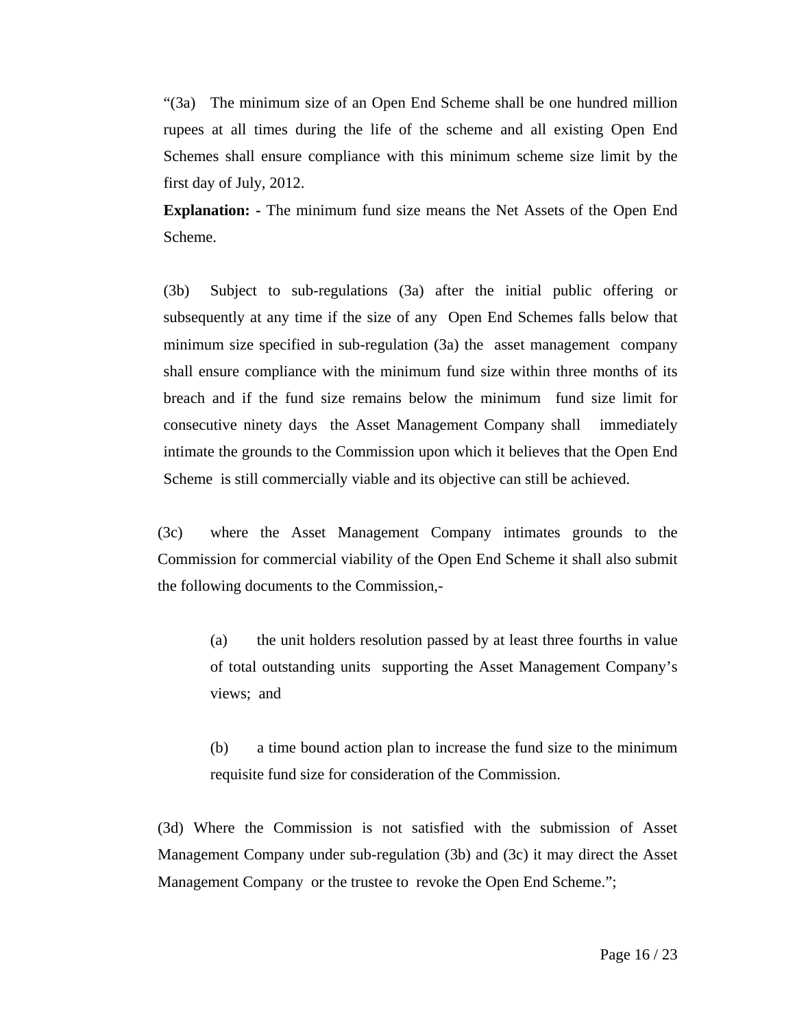"(3a) The minimum size of an Open End Scheme shall be one hundred million rupees at all times during the life of the scheme and all existing Open End Schemes shall ensure compliance with this minimum scheme size limit by the first day of July, 2012.

**Explanation: -** The minimum fund size means the Net Assets of the Open End Scheme.

(3b) Subject to sub-regulations (3a) after the initial public offering or subsequently at any time if the size of any Open End Schemes falls below that minimum size specified in sub-regulation (3a) the asset management company shall ensure compliance with the minimum fund size within three months of its breach and if the fund size remains below the minimum fund size limit for consecutive ninety days the Asset Management Company shall immediately intimate the grounds to the Commission upon which it believes that the Open End Scheme is still commercially viable and its objective can still be achieved.

(3c) where the Asset Management Company intimates grounds to the Commission for commercial viability of the Open End Scheme it shall also submit the following documents to the Commission,-

(a) the unit holders resolution passed by at least three fourths in value of total outstanding units supporting the Asset Management Company's views; and

(b) a time bound action plan to increase the fund size to the minimum requisite fund size for consideration of the Commission.

(3d) Where the Commission is not satisfied with the submission of Asset Management Company under sub-regulation (3b) and (3c) it may direct the Asset Management Company or the trustee to revoke the Open End Scheme.";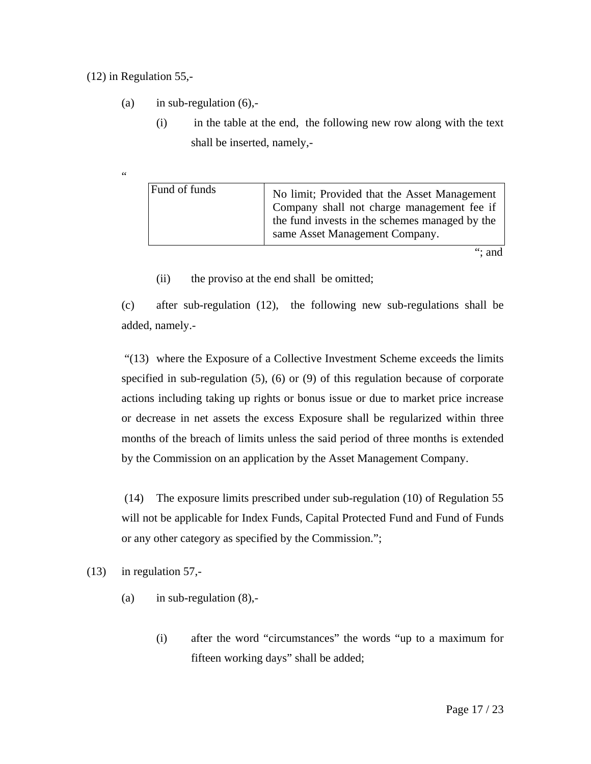(12) in Regulation 55,-

(a) in sub-regulation (6),-

(i) in the table at the end, the following new row along with the text shall be inserted, namely,-

“

| Fund of funds | No limit; Provided that the Asset Management Company shall not charge management fee if the fund invests in the schemes managed by the same Asset Management Company. |
|---|---|

“; and

(ii) the proviso at the end shall be omitted;

(c) after sub-regulation (12), the following new sub-regulations shall be added, namely.-

“(13) where the Exposure of a Collective Investment Scheme exceeds the limits specified in sub-regulation (5), (6) or (9) of this regulation because of corporate actions including taking up rights or bonus issue or due to market price increase or decrease in net assets the excess Exposure shall be regularized within three months of the breach of limits unless the said period of three months is extended by the Commission on an application by the Asset Management Company.

(14) The exposure limits prescribed under sub-regulation (10) of Regulation 55 will not be applicable for Index Funds, Capital Protected Fund and Fund of Funds or any other category as specified by the Commission.”;

(13) in regulation 57,-

(a) in sub-regulation (8),-

(i) after the word “circumstances” the words “up to a maximum for fifteen working days” shall be added;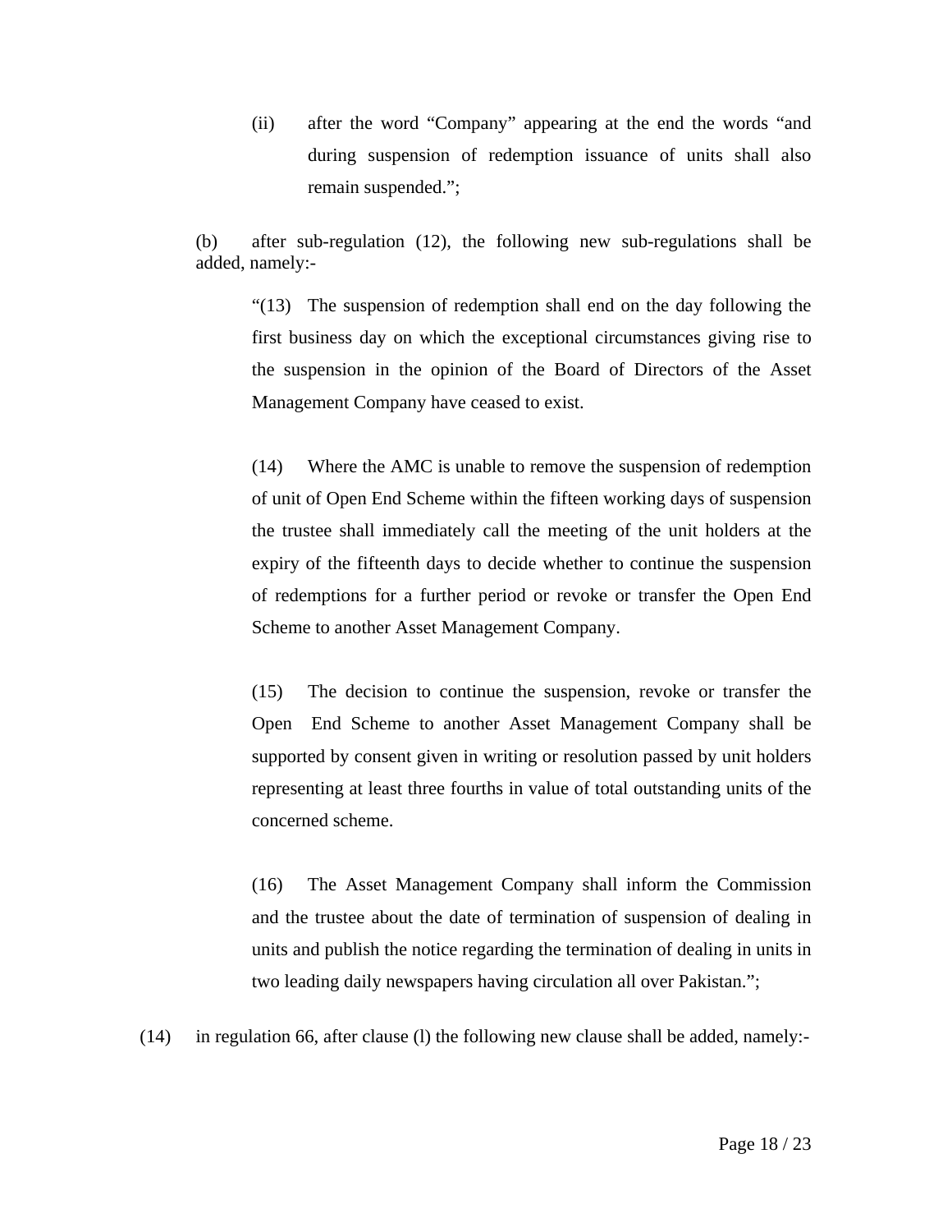(ii) after the word "Company" appearing at the end the words "and during suspension of redemption issuance of units shall also remain suspended.";

(b) after sub-regulation (12), the following new sub-regulations shall be added, namely:-

"(13) The suspension of redemption shall end on the day following the first business day on which the exceptional circumstances giving rise to the suspension in the opinion of the Board of Directors of the Asset Management Company have ceased to exist.

(14) Where the AMC is unable to remove the suspension of redemption of unit of Open End Scheme within the fifteen working days of suspension the trustee shall immediately call the meeting of the unit holders at the expiry of the fifteenth days to decide whether to continue the suspension of redemptions for a further period or revoke or transfer the Open End Scheme to another Asset Management Company.

(15) The decision to continue the suspension, revoke or transfer the Open End Scheme to another Asset Management Company shall be supported by consent given in writing or resolution passed by unit holders representing at least three fourths in value of total outstanding units of the concerned scheme.

(16) The Asset Management Company shall inform the Commission and the trustee about the date of termination of suspension of dealing in units and publish the notice regarding the termination of dealing in units in two leading daily newspapers having circulation all over Pakistan.";

(14) in regulation 66, after clause (l) the following new clause shall be added, namely:-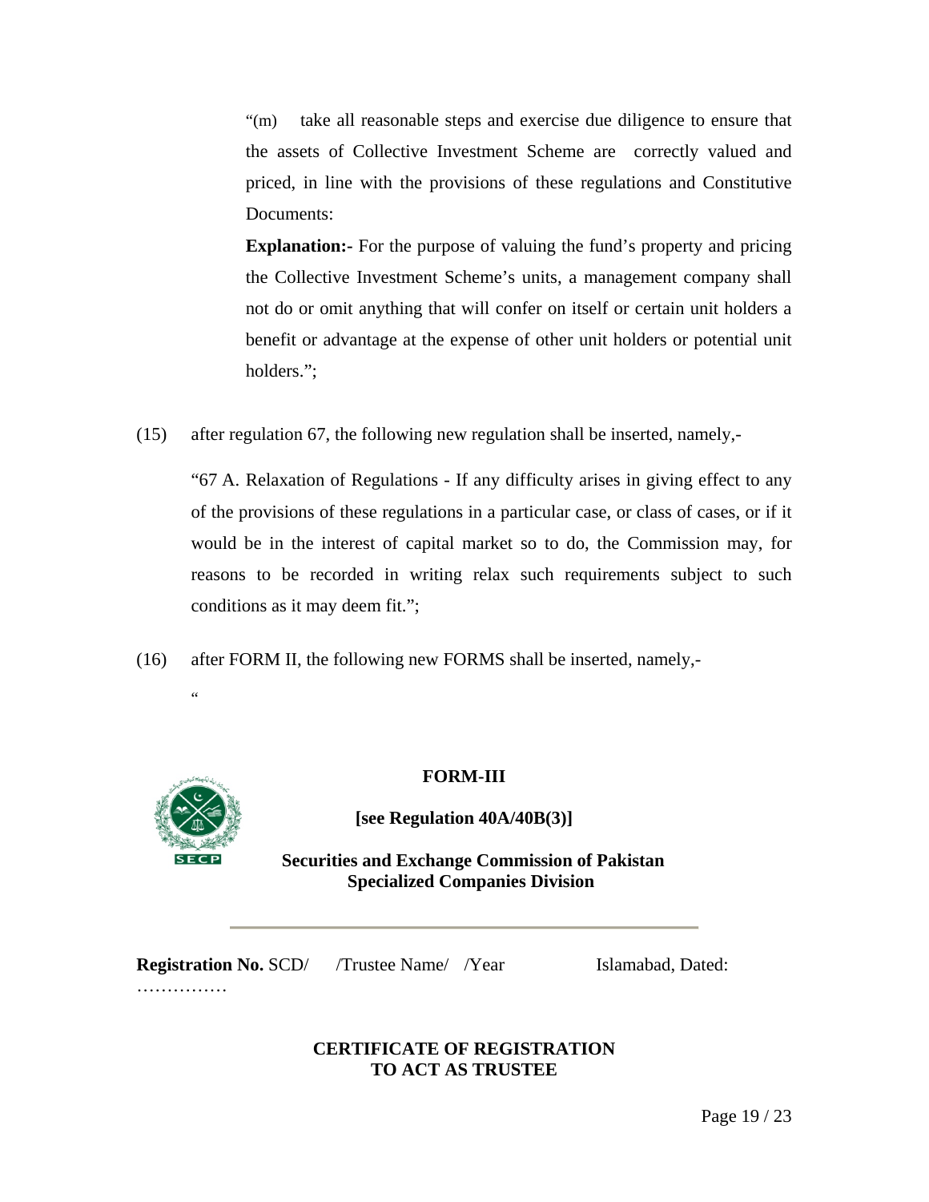"(m) take all reasonable steps and exercise due diligence to ensure that the assets of Collective Investment Scheme are correctly valued and priced, in line with the provisions of these regulations and Constitutive Documents:

**Explanation:-** For the purpose of valuing the fund's property and pricing the Collective Investment Scheme's units, a management company shall not do or omit anything that will confer on itself or certain unit holders a benefit or advantage at the expense of other unit holders or potential unit holders.";

(15) after regulation 67, the following new regulation shall be inserted, namely,-

"67 A. Relaxation of Regulations - If any difficulty arises in giving effect to any of the provisions of these regulations in a particular case, or class of cases, or if it would be in the interest of capital market so to do, the Commission may, for reasons to be recorded in writing relax such requirements subject to such conditions as it may deem fit.";

(16) after FORM II, the following new FORMS shall be inserted, namely,-

"

**FORM-III**

**[see Regulation 40A/40B(3)]**

**Securities and Exchange Commission of Pakistan**
**Specialized Companies Division**

---

**Registration No.** SCD/ /Trustee Name/ /Year Islamabad, Dated: ……………

**CERTIFICATE OF REGISTRATION**
**TO ACT AS TRUSTEE**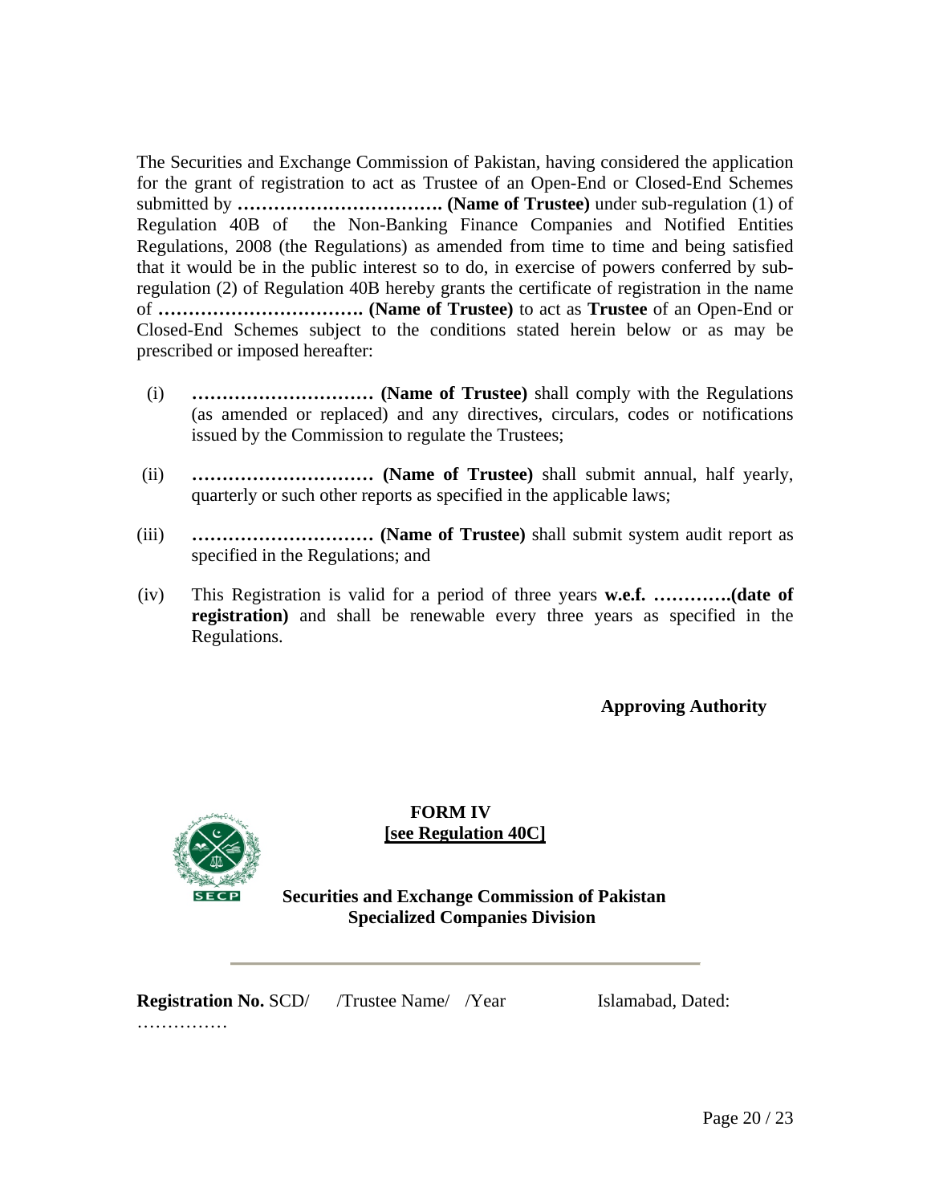The Securities and Exchange Commission of Pakistan, having considered the application for the grant of registration to act as Trustee of an Open-End or Closed-End Schemes submitted by **……………………………. (Name of Trustee)** under sub-regulation (1) of Regulation 40B of the Non-Banking Finance Companies and Notified Entities Regulations, 2008 (the Regulations) as amended from time to time and being satisfied that it would be in the public interest so to do, in exercise of powers conferred by sub-regulation (2) of Regulation 40B hereby grants the certificate of registration in the name of **……………………………. (Name of Trustee)** to act as **Trustee** of an Open-End or Closed-End Schemes subject to the conditions stated herein below or as may be prescribed or imposed hereafter:

(i) **………………………… (Name of Trustee)** shall comply with the Regulations (as amended or replaced) and any directives, circulars, codes or notifications issued by the Commission to regulate the Trustees;

(ii) **………………………… (Name of Trustee)** shall submit annual, half yearly, quarterly or such other reports as specified in the applicable laws;

(iii) **………………………… (Name of Trustee)** shall submit system audit report as specified in the Regulations; and

(iv) This Registration is valid for a period of three years **w.e.f. ………….(date of registration)** and shall be renewable every three years as specified in the Regulations.

**Approving Authority**

**FORM IV**

**[see Regulation 40C]**

**Securities and Exchange Commission of Pakistan**
**Specialized Companies Division**

---

**Registration No.** SCD/ /Trustee Name/ /Year Islamabad, Dated: ……………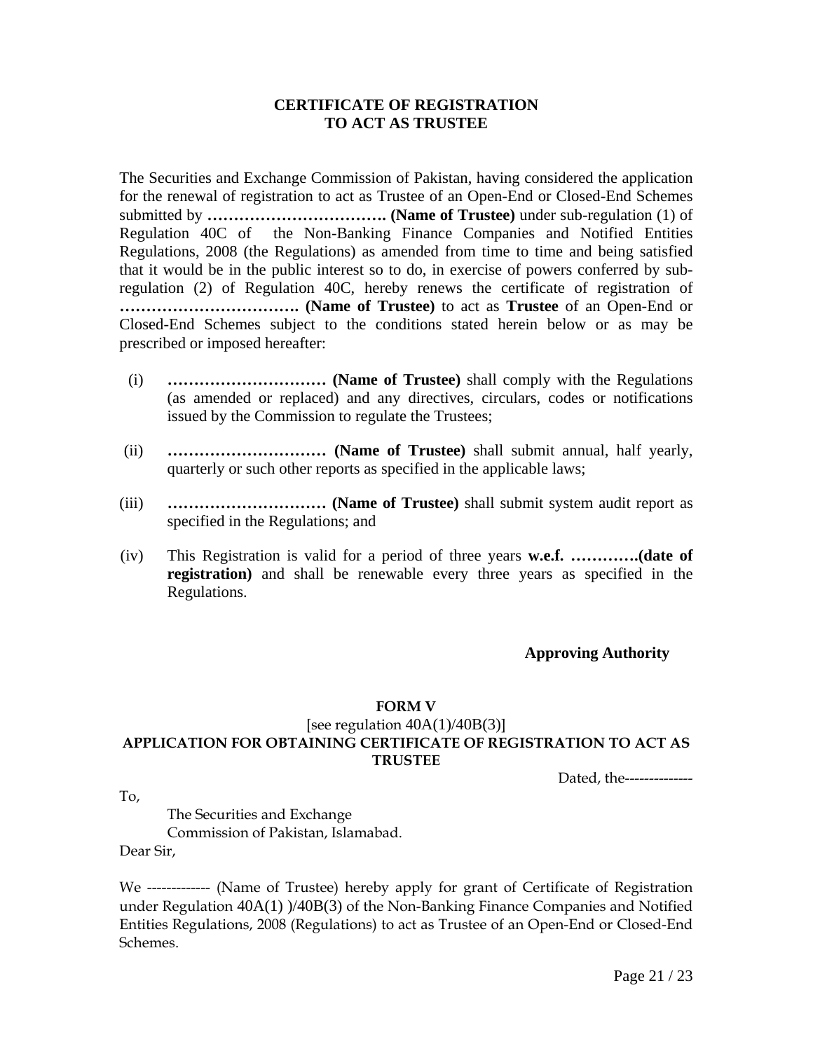**CERTIFICATE OF REGISTRATION**
**TO ACT AS TRUSTEE**

The Securities and Exchange Commission of Pakistan, having considered the application for the renewal of registration to act as Trustee of an Open-End or Closed-End Schemes submitted by **……………………………. (Name of Trustee)** under sub-regulation (1) of Regulation 40C of the Non-Banking Finance Companies and Notified Entities Regulations, 2008 (the Regulations) as amended from time to time and being satisfied that it would be in the public interest so to do, in exercise of powers conferred by sub-regulation (2) of Regulation 40C, hereby renews the certificate of registration of **……………………………. (Name of Trustee)** to act as **Trustee** of an Open-End or Closed-End Schemes subject to the conditions stated herein below or as may be prescribed or imposed hereafter:

(i) **………………………… (Name of Trustee)** shall comply with the Regulations (as amended or replaced) and any directives, circulars, codes or notifications issued by the Commission to regulate the Trustees;

(ii) **………………………… (Name of Trustee)** shall submit annual, half yearly, quarterly or such other reports as specified in the applicable laws;

(iii) **………………………… (Name of Trustee)** shall submit system audit report as specified in the Regulations; and

(iv) This Registration is valid for a period of three years **w.e.f. ………….(date of registration)** and shall be renewable every three years as specified in the Regulations.

**Approving Authority**

**FORM V**

[see regulation 40A(1)/40B(3)]

**APPLICATION FOR OBTAINING CERTIFICATE OF REGISTRATION TO ACT AS TRUSTEE**

Dated, the--------------

To,

The Securities and Exchange
Commission of Pakistan, Islamabad.

Dear Sir,

We ------------- (Name of Trustee) hereby apply for grant of Certificate of Registration under Regulation 40A(1) )/40B(3) of the Non-Banking Finance Companies and Notified Entities Regulations, 2008 (Regulations) to act as Trustee of an Open-End or Closed-End Schemes.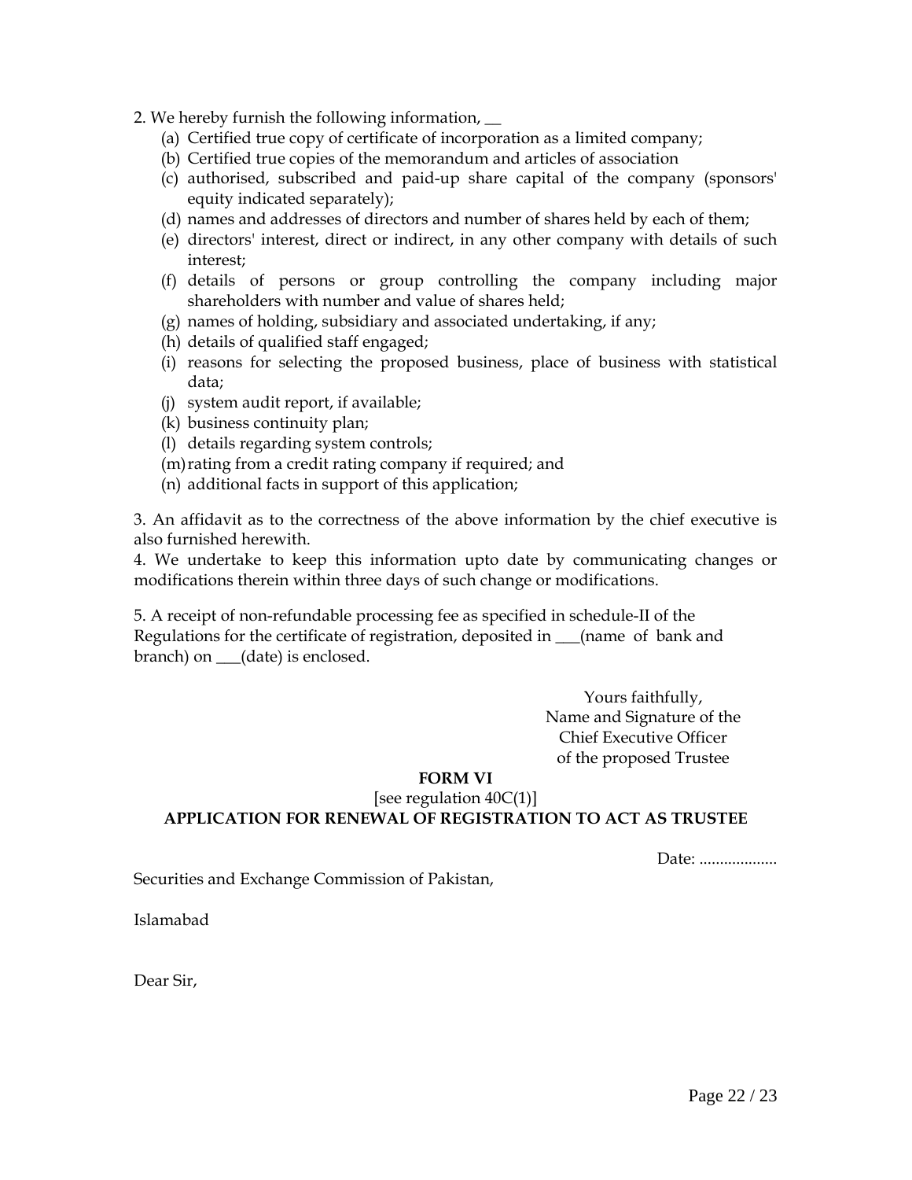2. We hereby furnish the following information, __

(a) Certified true copy of certificate of incorporation as a limited company;
(b) Certified true copies of the memorandum and articles of association
(c) authorised, subscribed and paid-up share capital of the company (sponsors' equity indicated separately);
(d) names and addresses of directors and number of shares held by each of them;
(e) directors' interest, direct or indirect, in any other company with details of such interest;
(f) details of persons or group controlling the company including major shareholders with number and value of shares held;
(g) names of holding, subsidiary and associated undertaking, if any;
(h) details of qualified staff engaged;
(i) reasons for selecting the proposed business, place of business with statistical data;
(j) system audit report, if available;
(k) business continuity plan;
(l) details regarding system controls;
(m) rating from a credit rating company if required; and
(n) additional facts in support of this application;

3. An affidavit as to the correctness of the above information by the chief executive is also furnished herewith.

4. We undertake to keep this information upto date by communicating changes or modifications therein within three days of such change or modifications.

5. A receipt of non-refundable processing fee as specified in schedule-II of the Regulations for the certificate of registration, deposited in ___(name of bank and branch) on ___(date) is enclosed.

Yours faithfully,
Name and Signature of the
Chief Executive Officer
of the proposed Trustee

**FORM VI**

[see regulation 40C(1)]

**APPLICATION FOR RENEWAL OF REGISTRATION TO ACT AS TRUSTEE**

Date: ...................

Securities and Exchange Commission of Pakistan,

Islamabad

Dear Sir,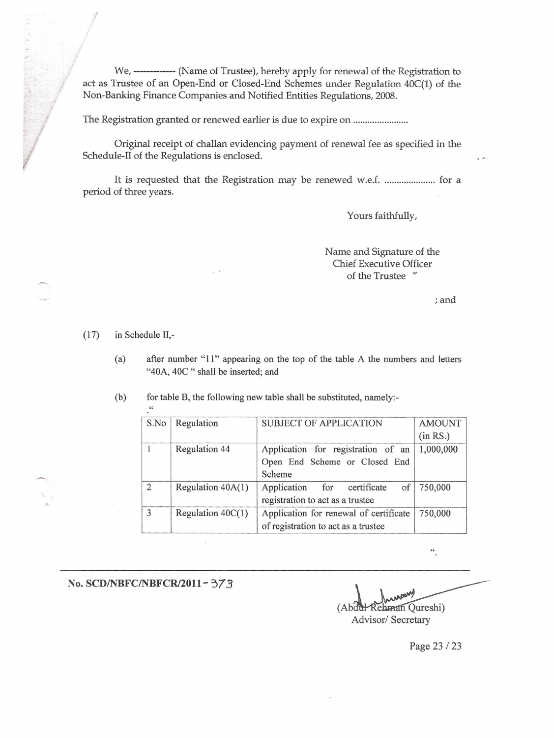We, ------------ (Name of Trustee), hereby apply for renewal of the Registration to act as Trustee of an Open-End or Closed-End Schemes under Regulation 40C(1) of the Non-Banking Finance Companies and Notified Entities Regulations, 2008.

The Registration granted or renewed earlier is due to expire on .......................

Original receipt of challan evidencing payment of renewal fee as specified in the Schedule-II of the Regulations is enclosed.

It is requested that the Registration may be renewed w.e.f. .................... for a period of three years.

Yours faithfully,

Name and Signature of the
Chief Executive Officer
of the Trustee "

; and

(17) in Schedule II,-

(a) after number "11" appearing on the top of the table A the numbers and letters "40A, 40C " shall be inserted; and

(b) for table B, the following new table shall be substituted, namely:-

"

| S.No | Regulation | SUBJECT OF APPLICATION | AMOUNT (in RS.) |
|---|---|---|---|
| 1 | Regulation 44 | Application for registration of an Open End Scheme or Closed End Scheme | 1,000,000 |
| 2 | Regulation 40A(1) | Application for certificate of registration to act as a trustee | 750,000 |
| 3 | Regulation 40C(1) | Application for renewal of certificate of registration to act as a trustee | 750,000 |

".

**No. SCD/NBFC/NBFCR/2011- 373**

(Abdul Rehman Qureshi)
Advisor/ Secretary